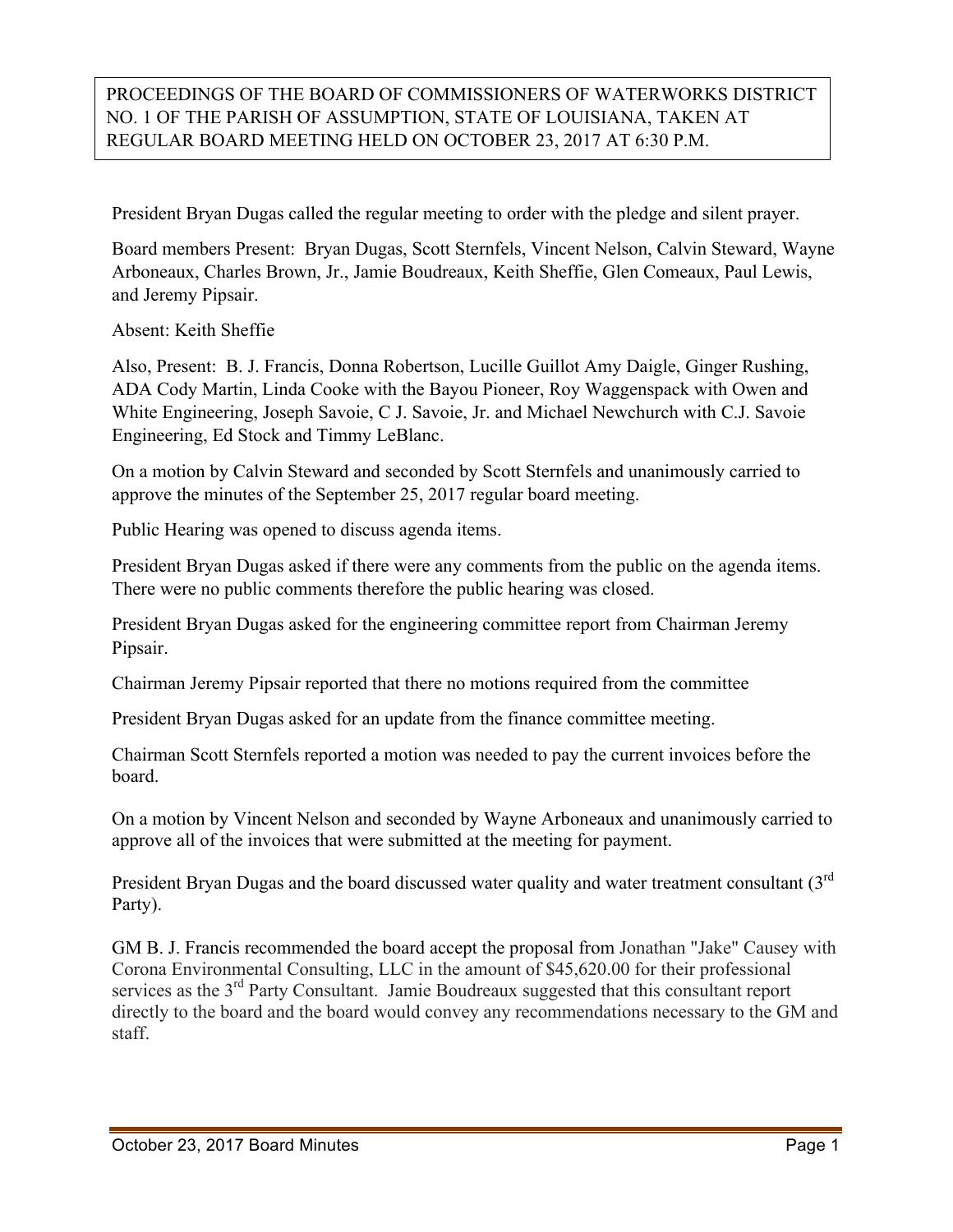PROCEEDINGS OF THE BOARD OF COMMISSIONERS OF WATERWORKS DISTRICT NO. 1 OF THE PARISH OF ASSUMPTION, STATE OF LOUISIANA, TAKEN AT REGULAR BOARD MEETING HELD ON OCTOBER 23, 2017 AT 6:30 P.M.

President Bryan Dugas called the regular meeting to order with the pledge and silent prayer.

Board members Present: Bryan Dugas, Scott Sternfels, Vincent Nelson, Calvin Steward, Wayne Arboneaux, Charles Brown, Jr., Jamie Boudreaux, Keith Sheffie, Glen Comeaux, Paul Lewis, and Jeremy Pipsair.

Absent: Keith Sheffie

Also, Present: B. J. Francis, Donna Robertson, Lucille Guillot Amy Daigle, Ginger Rushing, ADA Cody Martin, Linda Cooke with the Bayou Pioneer, Roy Waggenspack with Owen and White Engineering, Joseph Savoie, C J. Savoie, Jr. and Michael Newchurch with C.J. Savoie Engineering, Ed Stock and Timmy LeBlanc.

On a motion by Calvin Steward and seconded by Scott Sternfels and unanimously carried to approve the minutes of the September 25, 2017 regular board meeting.

Public Hearing was opened to discuss agenda items.

President Bryan Dugas asked if there were any comments from the public on the agenda items. There were no public comments therefore the public hearing was closed.

President Bryan Dugas asked for the engineering committee report from Chairman Jeremy Pipsair.

Chairman Jeremy Pipsair reported that there no motions required from the committee

President Bryan Dugas asked for an update from the finance committee meeting.

Chairman Scott Sternfels reported a motion was needed to pay the current invoices before the board.

On a motion by Vincent Nelson and seconded by Wayne Arboneaux and unanimously carried to approve all of the invoices that were submitted at the meeting for payment.

President Bryan Dugas and the board discussed water quality and water treatment consultant (3rd Party).

GM B. J. Francis recommended the board accept the proposal from Jonathan "Jake" Causey with Corona Environmental Consulting, LLC in the amount of $45,620.00 for their professional services as the 3rd Party Consultant. Jamie Boudreaux suggested that this consultant report directly to the board and the board would convey any recommendations necessary to the GM and staff.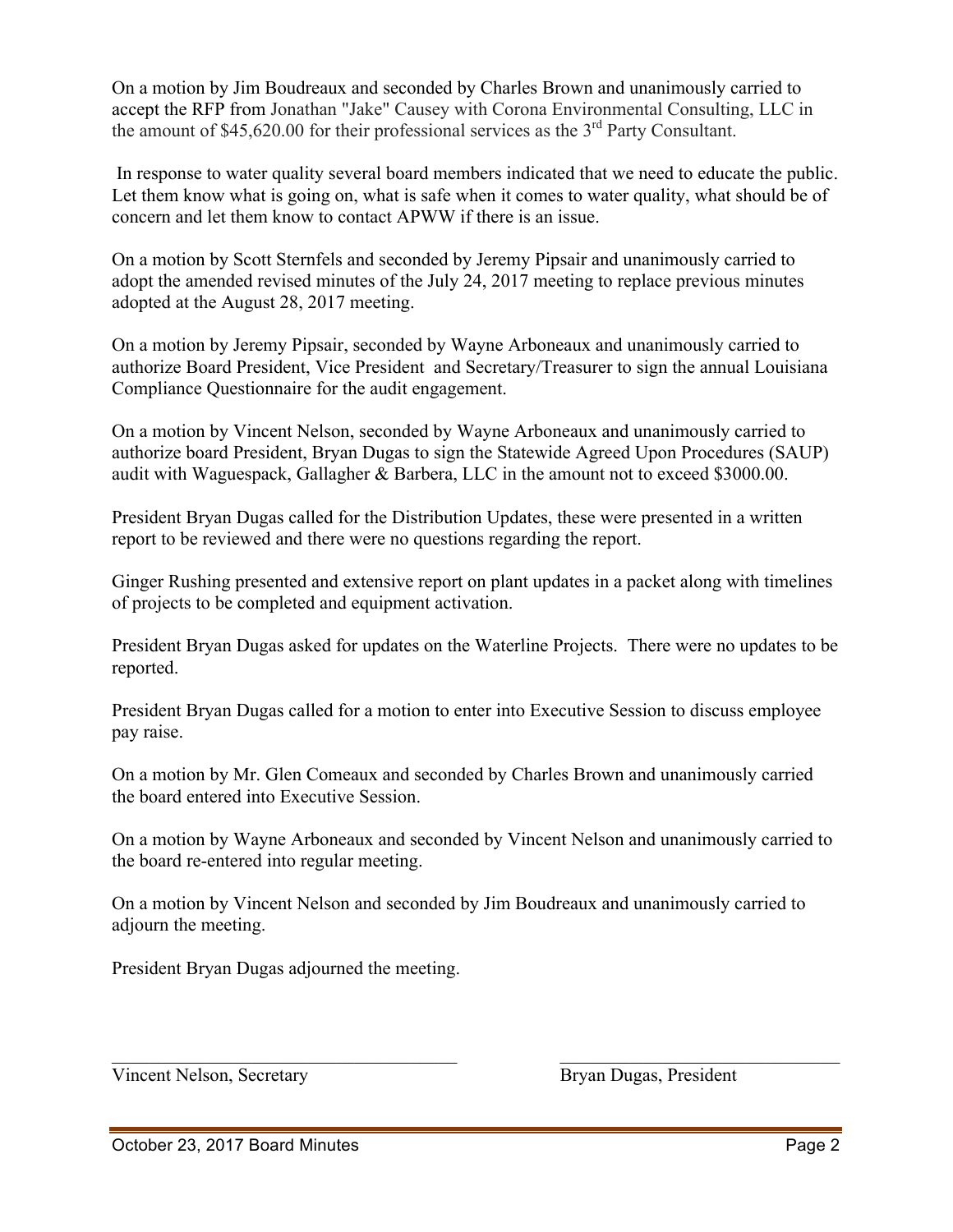On a motion by Jim Boudreaux and seconded by Charles Brown and unanimously carried to accept the RFP from Jonathan "Jake" Causey with Corona Environmental Consulting, LLC in the amount of $45,620.00 for their professional services as the 3rd Party Consultant.

In response to water quality several board members indicated that we need to educate the public. Let them know what is going on, what is safe when it comes to water quality, what should be of concern and let them know to contact APWW if there is an issue.

On a motion by Scott Sternfels and seconded by Jeremy Pipsair and unanimously carried to adopt the amended revised minutes of the July 24, 2017 meeting to replace previous minutes adopted at the August 28, 2017 meeting.

On a motion by Jeremy Pipsair, seconded by Wayne Arboneaux and unanimously carried to authorize Board President, Vice President and Secretary/Treasurer to sign the annual Louisiana Compliance Questionnaire for the audit engagement.

On a motion by Vincent Nelson, seconded by Wayne Arboneaux and unanimously carried to authorize board President, Bryan Dugas to sign the Statewide Agreed Upon Procedures (SAUP) audit with Waguespack, Gallagher & Barbera, LLC in the amount not to exceed $3000.00.

President Bryan Dugas called for the Distribution Updates, these were presented in a written report to be reviewed and there were no questions regarding the report.

Ginger Rushing presented and extensive report on plant updates in a packet along with timelines of projects to be completed and equipment activation.

President Bryan Dugas asked for updates on the Waterline Projects. There were no updates to be reported.

President Bryan Dugas called for a motion to enter into Executive Session to discuss employee pay raise.

On a motion by Mr. Glen Comeaux and seconded by Charles Brown and unanimously carried the board entered into Executive Session.

On a motion by Wayne Arboneaux and seconded by Vincent Nelson and unanimously carried to the board re-entered into regular meeting.

On a motion by Vincent Nelson and seconded by Jim Boudreaux and unanimously carried to adjourn the meeting.

President Bryan Dugas adjourned the meeting.

\_\_\_\_\_\_\_\_\_\_\_\_\_\_\_\_\_\_\_\_\_\_\_\_\_\_\_\_\_\_\_\_\_\_\_\_\_\_ \_\_\_\_\_\_\_\_\_\_\_\_\_\_\_\_\_\_\_\_\_\_\_\_\_\_\_\_\_\_\_\_

Vincent Nelson, Secretary Bryan Dugas, President